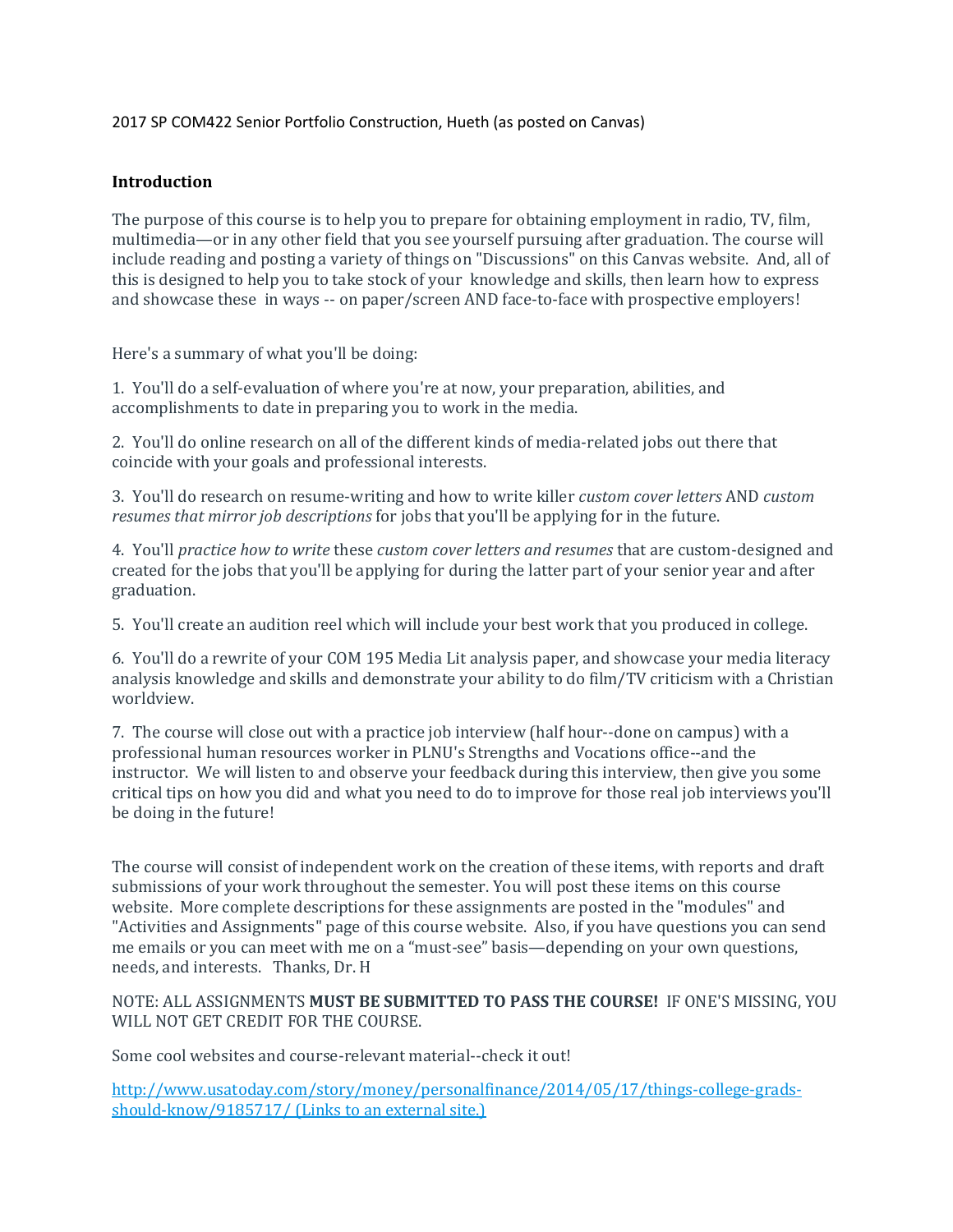2017 SP COM422 Senior Portfolio Construction, Hueth (as posted on Canvas)

**Introduction**

The purpose of this course is to help you to prepare for obtaining employment in radio, TV, film, multimedia—or in any other field that you see yourself pursuing after graduation. The course will include reading and posting a variety of things on "Discussions" on this Canvas website. And, all of this is designed to help you to take stock of your knowledge and skills, then learn how to express and showcase these in ways -- on paper/screen AND face-to-face with prospective employers!

Here's a summary of what you'll be doing:

1. You'll do a self-evaluation of where you're at now, your preparation, abilities, and accomplishments to date in preparing you to work in the media.

2. You'll do online research on all of the different kinds of media-related jobs out there that coincide with your goals and professional interests.

3. You'll do research on resume-writing and how to write killer *custom cover letters* AND *custom resumes that mirror job descriptions* for jobs that you'll be applying for in the future.

4. You'll *practice how to write* these *custom cover letters and resumes* that are custom-designed and created for the jobs that you'll be applying for during the latter part of your senior year and after graduation.

5. You'll create an audition reel which will include your best work that you produced in college.

6. You'll do a rewrite of your COM 195 Media Lit analysis paper, and showcase your media literacy analysis knowledge and skills and demonstrate your ability to do film/TV criticism with a Christian worldview.

7. The course will close out with a practice job interview (half hour--done on campus) with a professional human resources worker in PLNU's Strengths and Vocations office--and the instructor. We will listen to and observe your feedback during this interview, then give you some critical tips on how you did and what you need to do to improve for those real job interviews you'll be doing in the future!

The course will consist of independent work on the creation of these items, with reports and draft submissions of your work throughout the semester. You will post these items on this course website. More complete descriptions for these assignments are posted in the "modules" and "Activities and Assignments" page of this course website. Also, if you have questions you can send me emails or you can meet with me on a "must-see" basis—depending on your own questions, needs, and interests. Thanks, Dr. H

NOTE: ALL ASSIGNMENTS **MUST BE SUBMITTED TO PASS THE COURSE!** IF ONE'S MISSING, YOU WILL NOT GET CREDIT FOR THE COURSE.

Some cool websites and course-relevant material--check it out!

[http://www.usatoday.com/story/money/personalfinance/2014/05/17/things-college-grads-should-know/9185717/ (Links to an external site.)](http://www.usatoday.com/story/money/personalfinance/2014/05/17/things-college-grads-should-know/9185717/)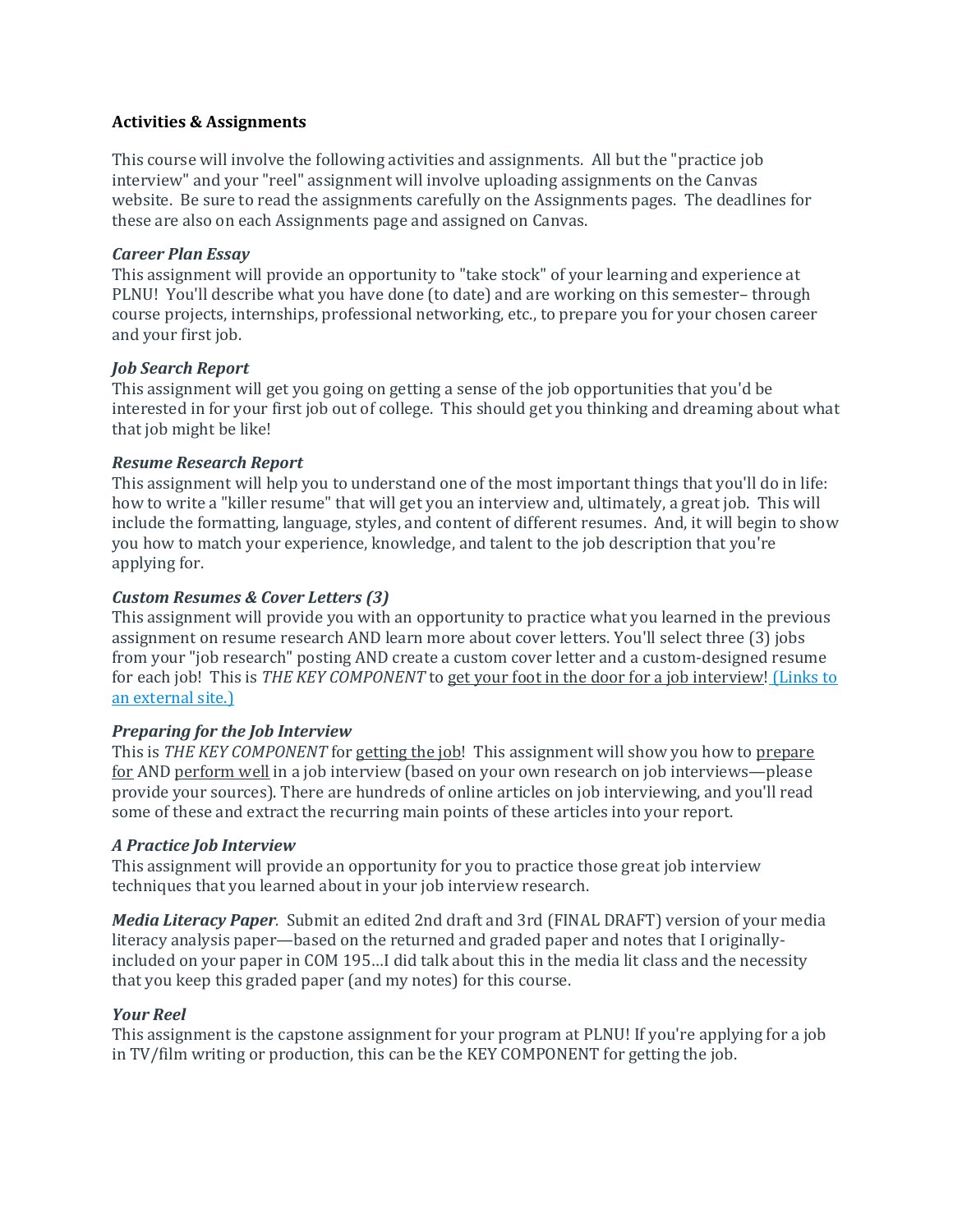**Activities & Assignments**

This course will involve the following activities and assignments. All but the "practice job interview" and your "reel" assignment will involve uploading assignments on the Canvas website. Be sure to read the assignments carefully on the Assignments pages. The deadlines for these are also on each Assignments page and assigned on Canvas.

***Career Plan Essay***
This assignment will provide an opportunity to "take stock" of your learning and experience at PLNU! You'll describe what you have done (to date) and are working on this semester– through course projects, internships, professional networking, etc., to prepare you for your chosen career and your first job.

***Job Search Report***
This assignment will get you going on getting a sense of the job opportunities that you'd be interested in for your first job out of college. This should get you thinking and dreaming about what that job might be like!

***Resume Research Report***
This assignment will help you to understand one of the most important things that you'll do in life: how to write a "killer resume" that will get you an interview and, ultimately, a great job. This will include the formatting, language, styles, and content of different resumes. And, it will begin to show you how to match your experience, knowledge, and talent to the job description that you're applying for.

***Custom Resumes & Cover Letters (3)***
This assignment will provide you with an opportunity to practice what you learned in the previous assignment on resume research AND learn more about cover letters. You'll select three (3) jobs from your "job research" posting AND create a custom cover letter and a custom-designed resume for each job! This is *THE KEY COMPONENT* to get your foot in the door for a job interview! (Links to an external site.)

***Preparing for the Job Interview***
This is *THE KEY COMPONENT* for getting the job! This assignment will show you how to prepare for AND perform well in a job interview (based on your own research on job interviews—please provide your sources). There are hundreds of online articles on job interviewing, and you'll read some of these and extract the recurring main points of these articles into your report.

***A Practice Job Interview***
This assignment will provide an opportunity for you to practice those great job interview techniques that you learned about in your job interview research.

***Media Literacy Paper****.* Submit an edited 2nd draft and 3rd (FINAL DRAFT) version of your media literacy analysis paper—based on the returned and graded paper and notes that I originally-included on your paper in COM 195…I did talk about this in the media lit class and the necessity that you keep this graded paper (and my notes) for this course.

***Your Reel***
This assignment is the capstone assignment for your program at PLNU! If you're applying for a job in TV/film writing or production, this can be the KEY COMPONENT for getting the job.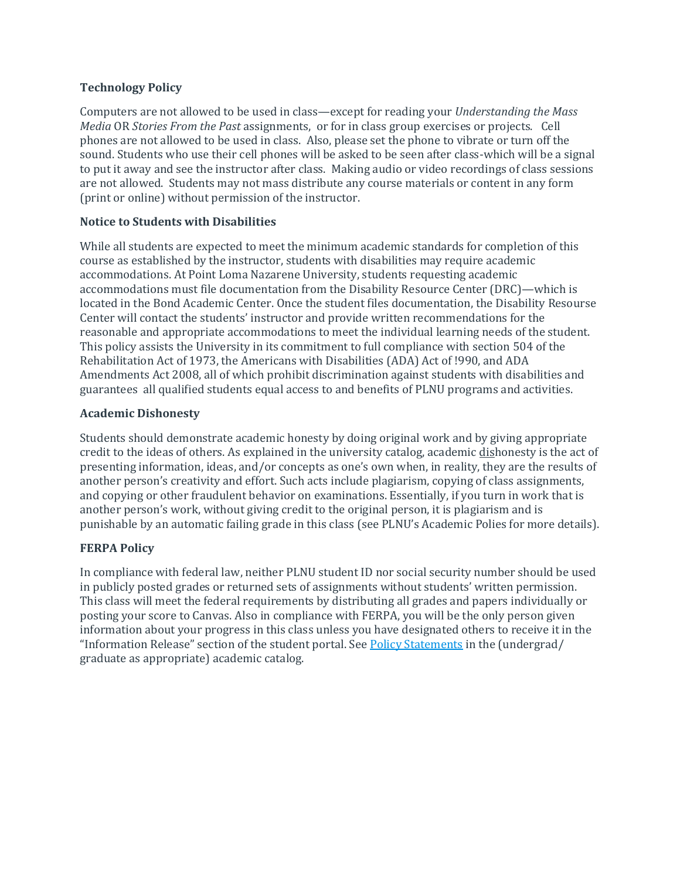**Technology Policy**

Computers are not allowed to be used in class—except for reading your *Understanding the Mass Media* OR *Stories From the Past* assignments, or for in class group exercises or projects. Cell phones are not allowed to be used in class. Also, please set the phone to vibrate or turn off the sound. Students who use their cell phones will be asked to be seen after class-which will be a signal to put it away and see the instructor after class. Making audio or video recordings of class sessions are not allowed. Students may not mass distribute any course materials or content in any form (print or online) without permission of the instructor.

**Notice to Students with Disabilities**

While all students are expected to meet the minimum academic standards for completion of this course as established by the instructor, students with disabilities may require academic accommodations. At Point Loma Nazarene University, students requesting academic accommodations must file documentation from the Disability Resource Center (DRC)—which is located in the Bond Academic Center. Once the student files documentation, the Disability Resourse Center will contact the students' instructor and provide written recommendations for the reasonable and appropriate accommodations to meet the individual learning needs of the student. This policy assists the University in its commitment to full compliance with section 504 of the Rehabilitation Act of 1973, the Americans with Disabilities (ADA) Act of !990, and ADA Amendments Act 2008, all of which prohibit discrimination against students with disabilities and guarantees all qualified students equal access to and benefits of PLNU programs and activities.

**Academic Dishonesty**

Students should demonstrate academic honesty by doing original work and by giving appropriate credit to the ideas of others. As explained in the university catalog, academic <u>dis</u>honesty is the act of presenting information, ideas, and/or concepts as one's own when, in reality, they are the results of another person's creativity and effort. Such acts include plagiarism, copying of class assignments, and copying or other fraudulent behavior on examinations. Essentially, if you turn in work that is another person's work, without giving credit to the original person, it is plagiarism and is punishable by an automatic failing grade in this class (see PLNU's Academic Polies for more details).

**FERPA Policy**

In compliance with federal law, neither PLNU student ID nor social security number should be used in publicly posted grades or returned sets of assignments without students' written permission. This class will meet the federal requirements by distributing all grades and papers individually or posting your score to Canvas. Also in compliance with FERPA, you will be the only person given information about your progress in this class unless you have designated others to receive it in the "Information Release" section of the student portal. See Policy Statements in the (undergrad/ graduate as appropriate) academic catalog.